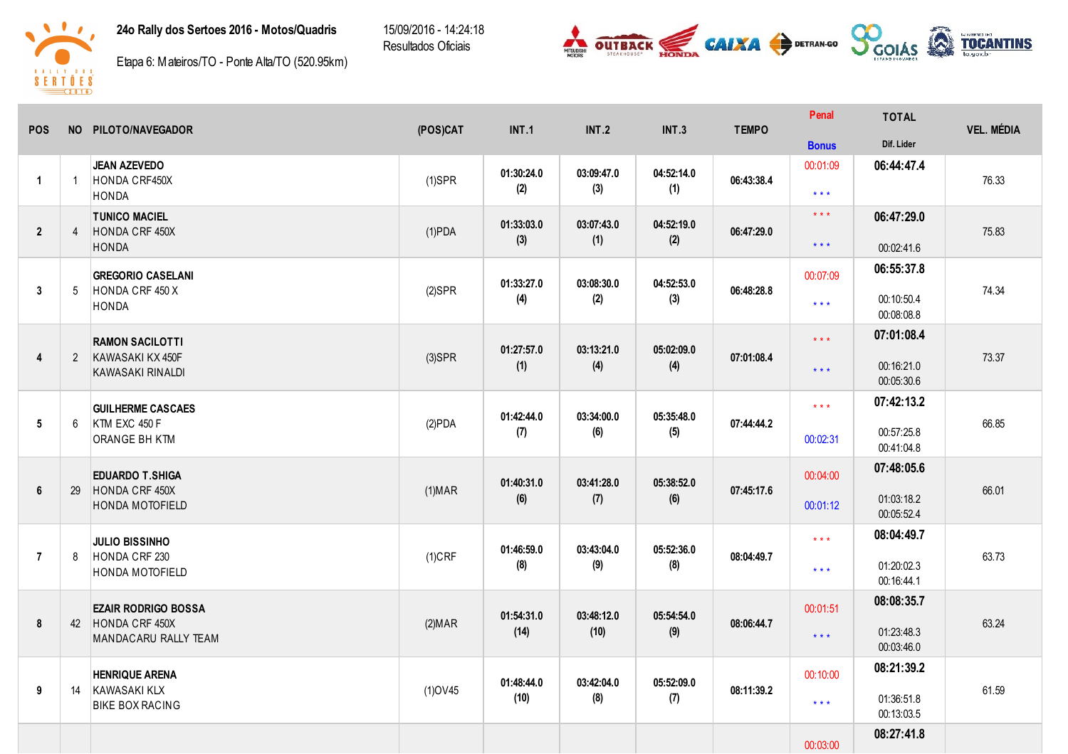**24o Rally dos Sertoes 2016 - Motos/Quadris**

Etapa 6: Mateiros/TO - Ponte Alta/TO (520.95km)

15/09/2016 - 14:24:18
Resultados Oficiais

| POS | NO | PILOTO/NAVEGADOR | (POS)CAT | INT.1 | INT.2 | INT.3 | TEMPO | Penal / Bonus | TOTAL / Dif. Lider | VEL. MÉDIA |
|---|---|---|---|---|---|---|---|---|---|---|
| 1 | 1 | JEAN AZEVEDO<br>HONDA CRF450X<br>HONDA | (1)SPR | 01:30:24.0<br>(2) | 03:09:47.0<br>(3) | 04:52:14.0<br>(1) | 06:43:38.4 | 00:01:09<br>*** | 06:44:47.4 | 76.33 |
| 2 | 4 | TUNICO MACIEL<br>HONDA CRF 450X<br>HONDA | (1)PDA | 01:33:03.0<br>(3) | 03:07:43.0<br>(1) | 04:52:19.0<br>(2) | 06:47:29.0 | ***<br>*** | 06:47:29.0<br>00:02:41.6 | 75.83 |
| 3 | 5 | GREGORIO CASELANI<br>HONDA CRF 450 X<br>HONDA | (2)SPR | 01:33:27.0<br>(4) | 03:08:30.0<br>(2) | 04:52:53.0<br>(3) | 06:48:28.8 | 00:07:09<br>*** | 06:55:37.8<br>00:10:50.4<br>00:08:08.8 | 74.34 |
| 4 | 2 | RAMON SACILOTTI<br>KAWASAKI KX 450F<br>KAWASAKI RINALDI | (3)SPR | 01:27:57.0<br>(1) | 03:13:21.0<br>(4) | 05:02:09.0<br>(4) | 07:01:08.4 | ***<br>*** | 07:01:08.4<br>00:16:21.0<br>00:05:30.6 | 73.37 |
| 5 | 6 | GUILHERME CASCAES<br>KTM EXC 450 F<br>ORANGE BH KTM | (2)PDA | 01:42:44.0<br>(7) | 03:34:00.0<br>(6) | 05:35:48.0<br>(5) | 07:44:44.2 | ***<br>00:02:31 | 07:42:13.2<br>00:57:25.8<br>00:41:04.8 | 66.85 |
| 6 | 29 | EDUARDO T.SHIGA<br>HONDA CRF 450X<br>HONDA MOTOFIELD | (1)MAR | 01:40:31.0<br>(6) | 03:41:28.0<br>(7) | 05:38:52.0<br>(6) | 07:45:17.6 | 00:04:00<br>00:01:12 | 07:48:05.6<br>01:03:18.2<br>00:05:52.4 | 66.01 |
| 7 | 8 | JULIO BISSINHO<br>HONDA CRF 230<br>HONDA MOTOFIELD | (1)CRF | 01:46:59.0<br>(8) | 03:43:04.0<br>(9) | 05:52:36.0<br>(8) | 08:04:49.7 | ***<br>*** | 08:04:49.7<br>01:20:02.3<br>00:16:44.1 | 63.73 |
| 8 | 42 | EZAIR RODRIGO BOSSA<br>HONDA CRF 450X<br>MANDACARU RALLY TEAM | (2)MAR | 01:54:31.0<br>(14) | 03:48:12.0<br>(10) | 05:54:54.0<br>(9) | 08:06:44.7 | 00:01:51<br>*** | 08:08:35.7<br>01:23:48.3<br>00:03:46.0 | 63.24 |
| 9 | 14 | HENRIQUE ARENA<br>KAWASAKI KLX<br>BIKE BOX RACING | (1)OV45 | 01:48:44.0<br>(10) | 03:42:04.0<br>(8) | 05:52:09.0<br>(7) | 08:11:39.2 | 00:10:00<br>*** | 08:21:39.2<br>01:36:51.8<br>00:13:03.5 | 61.59 |
| | | | | | | | | 00:03:00 | 08:27:41.8 | |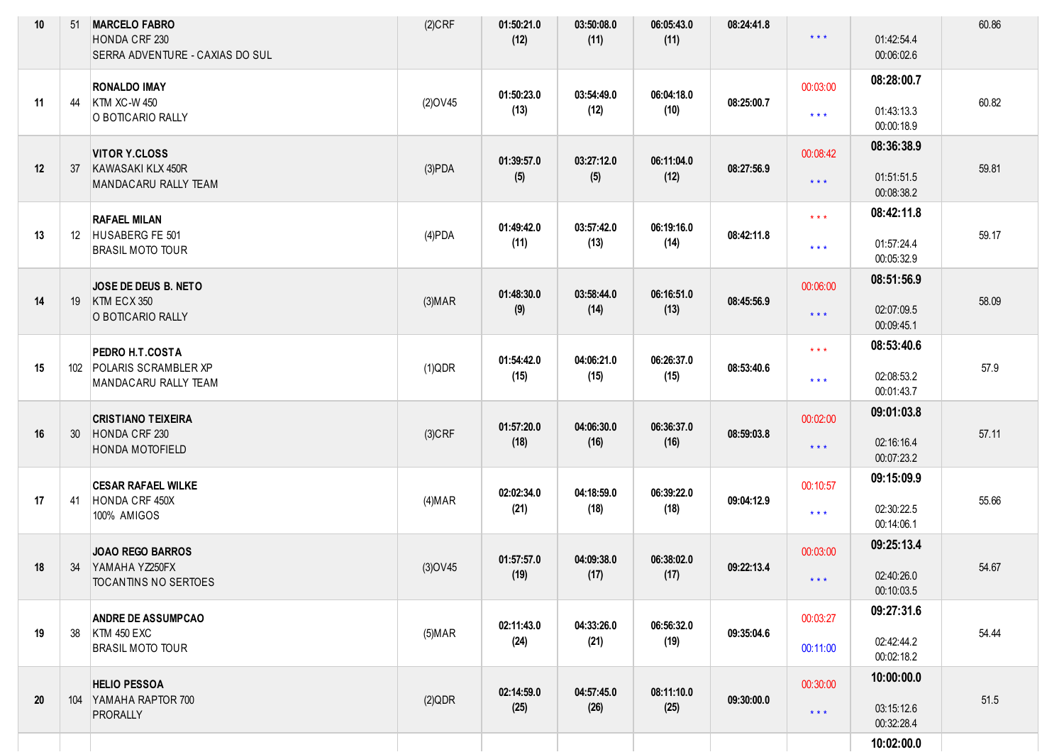| | | | | | | | | | | |
|---|---|---|---|---|---|---|---|---|---|---|
| 10 | 51 | **MARCELO FABRO**<br>HONDA CRF 230<br>SERRA ADVENTURE - CAXIAS DO SUL | (2)CRF | **01:50:21.0**<br>**(12)** | **03:50:08.0**<br>**(11)** | **06:05:43.0**<br>**(11)** | **08:24:41.8** | * * * | 01:42:54.4<br>00:06:02.6 | 60.86 |
| 11 | 44 | **RONALDO IMAY**<br>KTM XC-W 450<br>O BOTICARIO RALLY | (2)OV45 | **01:50:23.0**<br>**(13)** | **03:54:49.0**<br>**(12)** | **06:04:18.0**<br>**(10)** | **08:25:00.7** | 00:03:00<br>* * * | **08:28:00.7**<br>01:43:13.3<br>00:00:18.9 | 60.82 |
| 12 | 37 | **VITOR Y.CLOSS**<br>KAWASAKI KLX 450R<br>MANDACARU RALLY TEAM | (3)PDA | **01:39:57.0**<br>**(5)** | **03:27:12.0**<br>**(5)** | **06:11:04.0**<br>**(12)** | **08:27:56.9** | 00:08:42<br>* * * | **08:36:38.9**<br>01:51:51.5<br>00:08:38.2 | 59.81 |
| 13 | 12 | **RAFAEL MILAN**<br>HUSABERG FE 501<br>BRASIL MOTO TOUR | (4)PDA | **01:49:42.0**<br>**(11)** | **03:57:42.0**<br>**(13)** | **06:19:16.0**<br>**(14)** | **08:42:11.8** | * * *<br>* * * | **08:42:11.8**<br>01:57:24.4<br>00:05:32.9 | 59.17 |
| 14 | 19 | **JOSE DE DEUS B. NETO**<br>KTM ECX 350<br>O BOTICARIO RALLY | (3)MAR | **01:48:30.0**<br>**(9)** | **03:58:44.0**<br>**(14)** | **06:16:51.0**<br>**(13)** | **08:45:56.9** | 00:06:00<br>* * * | **08:51:56.9**<br>02:07:09.5<br>00:09:45.1 | 58.09 |
| 15 | 102 | **PEDRO H.T.COSTA**<br>POLARIS SCRAMBLER XP<br>MANDACARU RALLY TEAM | (1)QDR | **01:54:42.0**<br>**(15)** | **04:06:21.0**<br>**(15)** | **06:26:37.0**<br>**(15)** | **08:53:40.6** | * * *<br>* * * | **08:53:40.6**<br>02:08:53.2<br>00:01:43.7 | 57.9 |
| 16 | 30 | **CRISTIANO TEIXEIRA**<br>HONDA CRF 230<br>HONDA MOTOFIELD | (3)CRF | **01:57:20.0**<br>**(18)** | **04:06:30.0**<br>**(16)** | **06:36:37.0**<br>**(16)** | **08:59:03.8** | 00:02:00<br>* * * | **09:01:03.8**<br>02:16:16.4<br>00:07:23.2 | 57.11 |
| 17 | 41 | **CESAR RAFAEL WILKE**<br>HONDA CRF 450X<br>100% AMIGOS | (4)MAR | **02:02:34.0**<br>**(21)** | **04:18:59.0**<br>**(18)** | **06:39:22.0**<br>**(18)** | **09:04:12.9** | 00:10:57<br>* * * | **09:15:09.9**<br>02:30:22.5<br>00:14:06.1 | 55.66 |
| 18 | 34 | **JOAO REGO BARROS**<br>YAMAHA YZ250FX<br>TOCANTINS NO SERTOES | (3)OV45 | **01:57:57.0**<br>**(19)** | **04:09:38.0**<br>**(17)** | **06:38:02.0**<br>**(17)** | **09:22:13.4** | 00:03:00<br>* * * | **09:25:13.4**<br>02:40:26.0<br>00:10:03.5 | 54.67 |
| 19 | 38 | **ANDRE DE ASSUMPCAO**<br>KTM 450 EXC<br>BRASIL MOTO TOUR | (5)MAR | **02:11:43.0**<br>**(24)** | **04:33:26.0**<br>**(21)** | **06:56:32.0**<br>**(19)** | **09:35:04.6** | 00:03:27<br>00:11:00 | **09:27:31.6**<br>02:42:44.2<br>00:02:18.2 | 54.44 |
| 20 | 104 | **HELIO PESSOA**<br>YAMAHA RAPTOR 700<br>PRORALLY | (2)QDR | **02:14:59.0**<br>**(25)** | **04:57:45.0**<br>**(26)** | **08:11:10.0**<br>**(25)** | **09:30:00.0** | 00:30:00<br>* * * | **10:00:00.0**<br>03:15:12.6<br>00:32:28.4 | 51.5 |
| | | | | | | | | | **10:02:00.0** | |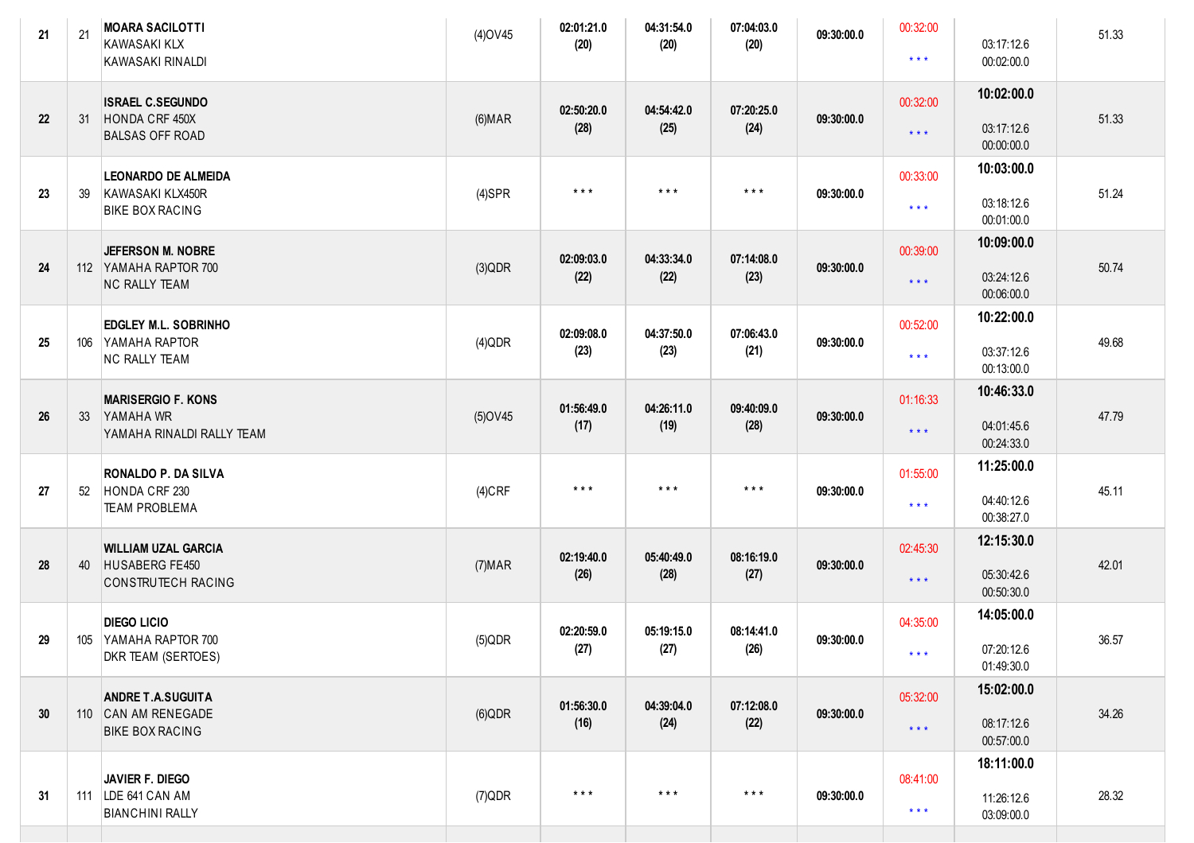| | | | | | | | | | | |
|---|---|---|---|---|---|---|---|---|---|---|
| 21 | 21 | MOARA SACILOTTI<br>KAWASAKI KLX<br>KAWASAKI RINALDI | (4)OV45 | 02:01:21.0<br>(20) | 04:31:54.0<br>(20) | 07:04:03.0<br>(20) | 09:30:00.0 | 00:32:00<br>* * * | 03:17:12.6<br>00:02:00.0 | 51.33 |
| 22 | 31 | ISRAEL C.SEGUNDO<br>HONDA CRF 450X<br>BALSAS OFF ROAD | (6)MAR | 02:50:20.0<br>(28) | 04:54:42.0<br>(25) | 07:20:25.0<br>(24) | 09:30:00.0 | 00:32:00<br>* * * | 10:02:00.0<br>03:17:12.6<br>00:00:00.0 | 51.33 |
| 23 | 39 | LEONARDO DE ALMEIDA<br>KAWASAKI KLX450R<br>BIKE BOX RACING | (4)SPR | * * * | * * * | * * * | 09:30:00.0 | 00:33:00<br>* * * | 10:03:00.0<br>03:18:12.6<br>00:01:00.0 | 51.24 |
| 24 | 112 | JEFERSON M. NOBRE<br>YAMAHA RAPTOR 700<br>NC RALLY TEAM | (3)QDR | 02:09:03.0<br>(22) | 04:33:34.0<br>(22) | 07:14:08.0<br>(23) | 09:30:00.0 | 00:39:00<br>* * * | 10:09:00.0<br>03:24:12.6<br>00:06:00.0 | 50.74 |
| 25 | 106 | EDGLEY M.L. SOBRINHO<br>YAMAHA RAPTOR<br>NC RALLY TEAM | (4)QDR | 02:09:08.0<br>(23) | 04:37:50.0<br>(23) | 07:06:43.0<br>(21) | 09:30:00.0 | 00:52:00<br>* * * | 10:22:00.0<br>03:37:12.6<br>00:13:00.0 | 49.68 |
| 26 | 33 | MARISERGIO F. KONS<br>YAMAHA WR<br>YAMAHA RINALDI RALLY TEAM | (5)OV45 | 01:56:49.0<br>(17) | 04:26:11.0<br>(19) | 09:40:09.0<br>(28) | 09:30:00.0 | 01:16:33<br>* * * | 10:46:33.0<br>04:01:45.6<br>00:24:33.0 | 47.79 |
| 27 | 52 | RONALDO P. DA SILVA<br>HONDA CRF 230<br>TEAM PROBLEMA | (4)CRF | * * * | * * * | * * * | 09:30:00.0 | 01:55:00<br>* * * | 11:25:00.0<br>04:40:12.6<br>00:38:27.0 | 45.11 |
| 28 | 40 | WILLIAM UZAL GARCIA<br>HUSABERG FE450<br>CONSTRUTECH RACING | (7)MAR | 02:19:40.0<br>(26) | 05:40:49.0<br>(28) | 08:16:19.0<br>(27) | 09:30:00.0 | 02:45:30<br>* * * | 12:15:30.0<br>05:30:42.6<br>00:50:30.0 | 42.01 |
| 29 | 105 | DIEGO LICIO<br>YAMAHA RAPTOR 700<br>DKR TEAM (SERTOES) | (5)QDR | 02:20:59.0<br>(27) | 05:19:15.0<br>(27) | 08:14:41.0<br>(26) | 09:30:00.0 | 04:35:00<br>* * * | 14:05:00.0<br>07:20:12.6<br>01:49:30.0 | 36.57 |
| 30 | 110 | ANDRE T.A.SUGUITA<br>CAN AM RENEGADE<br>BIKE BOX RACING | (6)QDR | 01:56:30.0<br>(16) | 04:39:04.0<br>(24) | 07:12:08.0<br>(22) | 09:30:00.0 | 05:32:00<br>* * * | 15:02:00.0<br>08:17:12.6<br>00:57:00.0 | 34.26 |
| 31 | 111 | JAVIER F. DIEGO<br>LDE 641 CAN AM<br>BIANCHINI RALLY | (7)QDR | * * * | * * * | * * * | 09:30:00.0 | 08:41:00<br>* * * | 18:11:00.0<br>11:26:12.6<br>03:09:00.0 | 28.32 |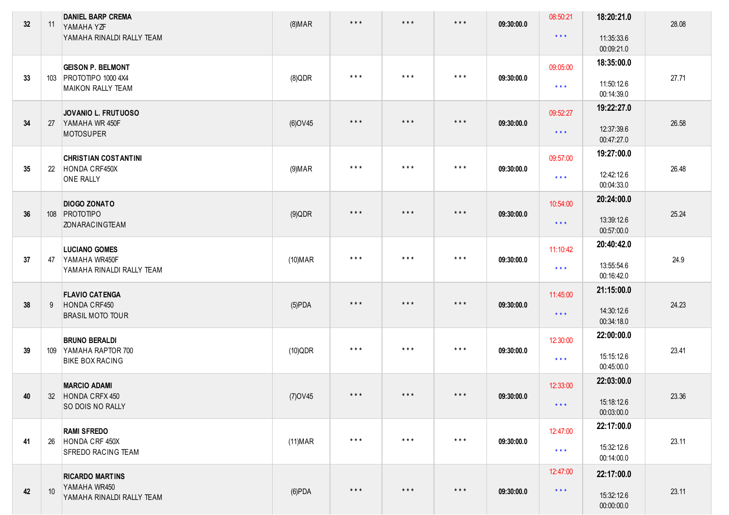| 32 | 11 | **DANIEL BARP CREMA**<br>YAMAHA YZF<br>YAMAHA RINALDI RALLY TEAM | (8)MAR | * * * | * * * | * * * | **09:30:00.0** | 08:50:21<br>* * * | **18:20:21.0**<br>11:35:33.6<br>00:09:21.0 | 28.08 |
|---|---|---|---|---|---|---|---|---|---|---|
| 33 | 103 | **GEISON P. BELMONT**<br>PROTOTIPO 1000 4X4<br>MAIKON RALLY TEAM | (8)QDR | * * * | * * * | * * * | **09:30:00.0** | 09:05:00<br>* * * | **18:35:00.0**<br>11:50:12.6<br>00:14:39.0 | 27.71 |
| 34 | 27 | **JOVANIO L. FRUTUOSO**<br>YAMAHA WR 450F<br>MOTOSUPER | (6)OV45 | * * * | * * * | * * * | **09:30:00.0** | 09:52:27<br>* * * | **19:22:27.0**<br>12:37:39.6<br>00:47:27.0 | 26.58 |
| 35 | 22 | **CHRISTIAN COSTANTINI**<br>HONDA CRF450X<br>ONE RALLY | (9)MAR | * * * | * * * | * * * | **09:30:00.0** | 09:57:00<br>* * * | **19:27:00.0**<br>12:42:12.6<br>00:04:33.0 | 26.48 |
| 36 | 108 | **DIOGO ZONATO**<br>PROTOTIPO<br>ZONARACINGTEAM | (9)QDR | * * * | * * * | * * * | **09:30:00.0** | 10:54:00<br>* * * | **20:24:00.0**<br>13:39:12.6<br>00:57:00.0 | 25.24 |
| 37 | 47 | **LUCIANO GOMES**<br>YAMAHA WR450F<br>YAMAHA RINALDI RALLY TEAM | (10)MAR | * * * | * * * | * * * | **09:30:00.0** | 11:10:42<br>* * * | **20:40:42.0**<br>13:55:54.6<br>00:16:42.0 | 24.9 |
| 38 | 9 | **FLAVIO CATENGA**<br>HONDA CRF450<br>BRASIL MOTO TOUR | (5)PDA | * * * | * * * | * * * | **09:30:00.0** | 11:45:00<br>* * * | **21:15:00.0**<br>14:30:12.6<br>00:34:18.0 | 24.23 |
| 39 | 109 | **BRUNO BERALDI**<br>YAMAHA RAPTOR 700<br>BIKE BOX RACING | (10)QDR | * * * | * * * | * * * | **09:30:00.0** | 12:30:00<br>* * * | **22:00:00.0**<br>15:15:12.6<br>00:45:00.0 | 23.41 |
| 40 | 32 | **MARCIO ADAMI**<br>HONDA CRFX 450<br>SO DOIS NO RALLY | (7)OV45 | * * * | * * * | * * * | **09:30:00.0** | 12:33:00<br>* * * | **22:03:00.0**<br>15:18:12.6<br>00:03:00.0 | 23.36 |
| 41 | 26 | **RAMI SFREDO**<br>HONDA CRF 450X<br>SFREDO RACING TEAM | (11)MAR | * * * | * * * | * * * | **09:30:00.0** | 12:47:00<br>* * * | **22:17:00.0**<br>15:32:12.6<br>00:14:00.0 | 23.11 |
| 42 | 10 | **RICARDO MARTINS**<br>YAMAHA WR450<br>YAMAHA RINALDI RALLY TEAM | (6)PDA | * * * | * * * | * * * | **09:30:00.0** | 12:47:00<br>* * * | **22:17:00.0**<br>15:32:12.6<br>00:00:00.0 | 23.11 |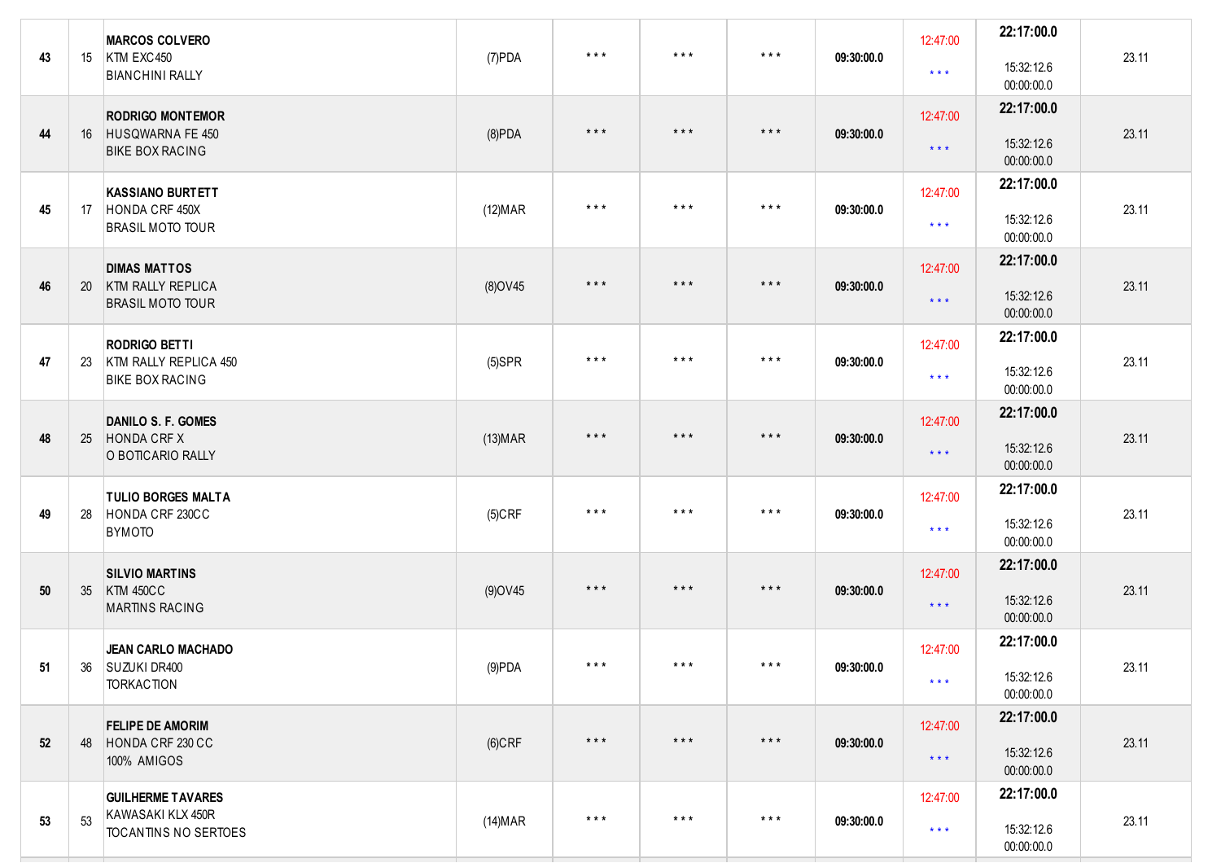| | | | | | | | | | | |
|---|---|---|---|---|---|---|---|---|---|---|
| **43** | 15 | **MARCOS COLVERO**<br>KTM EXC450<br>BIANCHINI RALLY | (7)PDA | * * * | * * * | * * * | **09:30:00.0** | 12:47:00<br>* * * | **22:17:00.0**<br>15:32:12.6<br>00:00:00.0 | 23.11 |
| **44** | 16 | **RODRIGO MONTEMOR**<br>HUSQWARNA FE 450<br>BIKE BOX RACING | (8)PDA | * * * | * * * | * * * | **09:30:00.0** | 12:47:00<br>* * * | **22:17:00.0**<br>15:32:12.6<br>00:00:00.0 | 23.11 |
| **45** | 17 | **KASSIANO BURTETT**<br>HONDA CRF 450X<br>BRASIL MOTO TOUR | (12)MAR | * * * | * * * | * * * | **09:30:00.0** | 12:47:00<br>* * * | **22:17:00.0**<br>15:32:12.6<br>00:00:00.0 | 23.11 |
| **46** | 20 | **DIMAS MATTOS**<br>KTM RALLY REPLICA<br>BRASIL MOTO TOUR | (8)OV45 | * * * | * * * | * * * | **09:30:00.0** | 12:47:00<br>* * * | **22:17:00.0**<br>15:32:12.6<br>00:00:00.0 | 23.11 |
| **47** | 23 | **RODRIGO BETTI**<br>KTM RALLY REPLICA 450<br>BIKE BOX RACING | (5)SPR | * * * | * * * | * * * | **09:30:00.0** | 12:47:00<br>* * * | **22:17:00.0**<br>15:32:12.6<br>00:00:00.0 | 23.11 |
| **48** | 25 | **DANILO S. F. GOMES**<br>HONDA CRF X<br>O BOTICARIO RALLY | (13)MAR | * * * | * * * | * * * | **09:30:00.0** | 12:47:00<br>* * * | **22:17:00.0**<br>15:32:12.6<br>00:00:00.0 | 23.11 |
| **49** | 28 | **TULIO BORGES MALTA**<br>HONDA CRF 230CC<br>BYMOTO | (5)CRF | * * * | * * * | * * * | **09:30:00.0** | 12:47:00<br>* * * | **22:17:00.0**<br>15:32:12.6<br>00:00:00.0 | 23.11 |
| **50** | 35 | **SILVIO MARTINS**<br>KTM 450CC<br>MARTINS RACING | (9)OV45 | * * * | * * * | * * * | **09:30:00.0** | 12:47:00<br>* * * | **22:17:00.0**<br>15:32:12.6<br>00:00:00.0 | 23.11 |
| **51** | 36 | **JEAN CARLO MACHADO**<br>SUZUKI DR400<br>TORKACTION | (9)PDA | * * * | * * * | * * * | **09:30:00.0** | 12:47:00<br>* * * | **22:17:00.0**<br>15:32:12.6<br>00:00:00.0 | 23.11 |
| **52** | 48 | **FELIPE DE AMORIM**<br>HONDA CRF 230 CC<br>100%  AMIGOS | (6)CRF | * * * | * * * | * * * | **09:30:00.0** | 12:47:00<br>* * * | **22:17:00.0**<br>15:32:12.6<br>00:00:00.0 | 23.11 |
| **53** | 53 | **GUILHERME TAVARES**<br>KAWASAKI KLX 450R<br>TOCANTINS NO SERTOES | (14)MAR | * * * | * * * | * * * | **09:30:00.0** | 12:47:00<br>* * * | **22:17:00.0**<br>15:32:12.6<br>00:00:00.0 | 23.11 |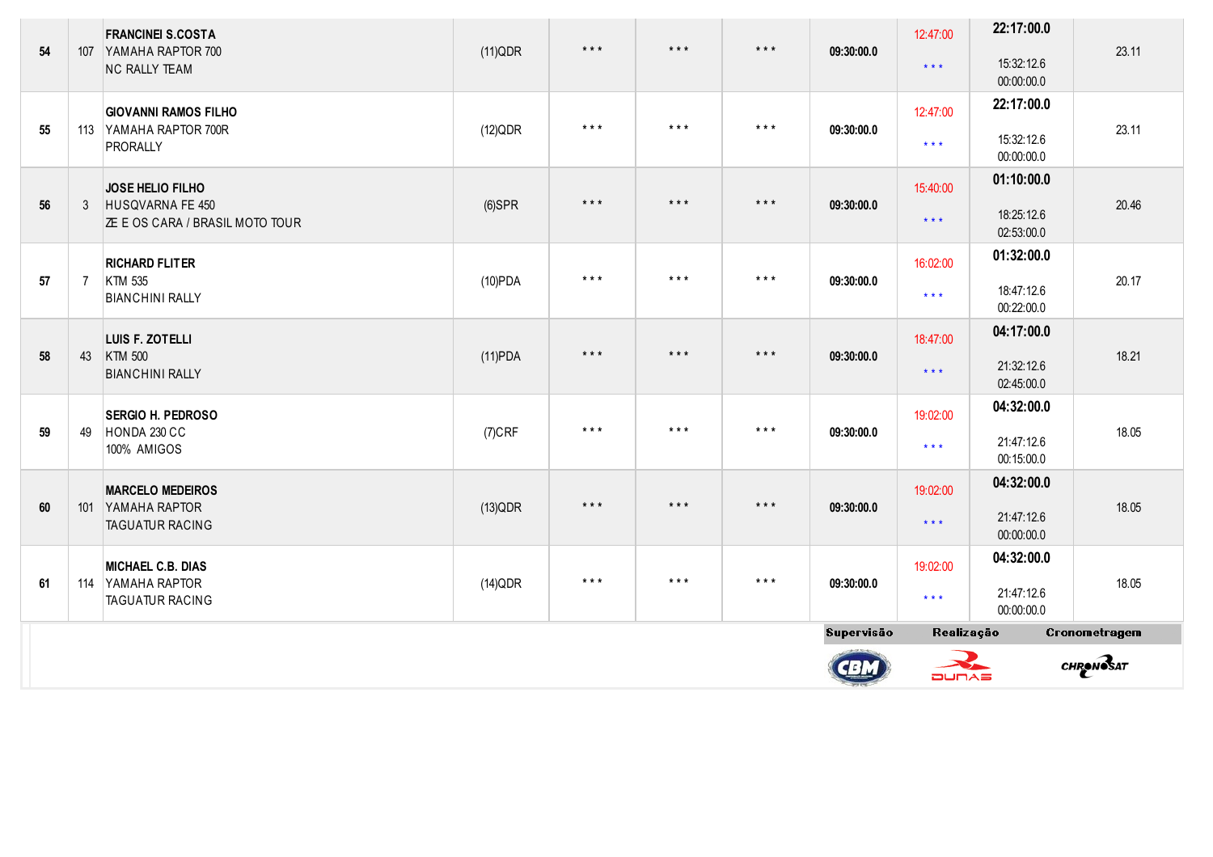| | | | | | | | | | | |
|---|---|---|---|---|---|---|---|---|---|---|
| 54 | 107 | **FRANCINEI S.COSTA**<br>YAMAHA RAPTOR 700<br>NC RALLY TEAM | (11)QDR | * * * | * * * | * * * | **09:30:00.0** | 12:47:00<br>* * * | **22:17:00.0**<br>15:32:12.6<br>00:00:00.0 | 23.11 |
| 55 | 113 | **GIOVANNI RAMOS FILHO**<br>YAMAHA RAPTOR 700R<br>PRORALLY | (12)QDR | * * * | * * * | * * * | **09:30:00.0** | 12:47:00<br>* * * | **22:17:00.0**<br>15:32:12.6<br>00:00:00.0 | 23.11 |
| 56 | 3 | **JOSE HELIO FILHO**<br>HUSQVARNA FE 450<br>ZE E OS CARA / BRASIL MOTO TOUR | (6)SPR | * * * | * * * | * * * | **09:30:00.0** | 15:40:00<br>* * * | **01:10:00.0**<br>18:25:12.6<br>02:53:00.0 | 20.46 |
| 57 | 7 | **RICHARD FLITER**<br>KTM 535<br>BIANCHINI RALLY | (10)PDA | * * * | * * * | * * * | **09:30:00.0** | 16:02:00<br>* * * | **01:32:00.0**<br>18:47:12.6<br>00:22:00.0 | 20.17 |
| 58 | 43 | **LUIS F. ZOTELLI**<br>KTM 500<br>BIANCHINI RALLY | (11)PDA | * * * | * * * | * * * | **09:30:00.0** | 18:47:00<br>* * * | **04:17:00.0**<br>21:32:12.6<br>02:45:00.0 | 18.21 |
| 59 | 49 | **SERGIO H. PEDROSO**<br>HONDA 230 CC<br>100% AMIGOS | (7)CRF | * * * | * * * | * * * | **09:30:00.0** | 19:02:00<br>* * * | **04:32:00.0**<br>21:47:12.6<br>00:15:00.0 | 18.05 |
| 60 | 101 | **MARCELO MEDEIROS**<br>YAMAHA RAPTOR<br>TAGUATUR RACING | (13)QDR | * * * | * * * | * * * | **09:30:00.0** | 19:02:00<br>* * * | **04:32:00.0**<br>21:47:12.6<br>00:00:00.0 | 18.05 |
| 61 | 114 | **MICHAEL C.B. DIAS**<br>YAMAHA RAPTOR<br>TAGUATUR RACING | (14)QDR | * * * | * * * | * * * | **09:30:00.0** | 19:02:00<br>* * * | **04:32:00.0**<br>21:47:12.6<br>00:00:00.0 | 18.05 |

Supervisão: CBM — Realização: DUNAS — Cronometragem: CHRONOSAT